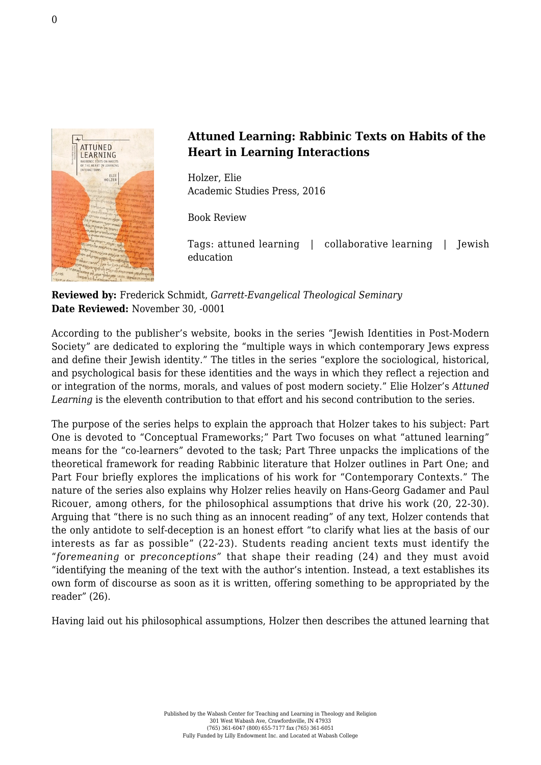## Attuned Learning: Rabbinic Texts on Habits of the Heart in Learning Interactions

Holzer, Elie
Academic Studies Press, 2016

Book Review

Tags: attuned learning | collaborative learning | Jewish education

**Reviewed by:** Frederick Schmidt, *Garrett-Evangelical Theological Seminary*
**Date Reviewed:** November 30, -0001

According to the publisher's website, books in the series "Jewish Identities in Post-Modern Society" are dedicated to exploring the "multiple ways in which contemporary Jews express and define their Jewish identity." The titles in the series "explore the sociological, historical, and psychological basis for these identities and the ways in which they reflect a rejection and or integration of the norms, morals, and values of post modern society." Elie Holzer's *Attuned Learning* is the eleventh contribution to that effort and his second contribution to the series.

The purpose of the series helps to explain the approach that Holzer takes to his subject: Part One is devoted to "Conceptual Frameworks;" Part Two focuses on what "attuned learning" means for the "co-learners" devoted to the task; Part Three unpacks the implications of the theoretical framework for reading Rabbinic literature that Holzer outlines in Part One; and Part Four briefly explores the implications of his work for "Contemporary Contexts." The nature of the series also explains why Holzer relies heavily on Hans-Georg Gadamer and Paul Ricouer, among others, for the philosophical assumptions that drive his work (20, 22-30). Arguing that "there is no such thing as an innocent reading" of any text, Holzer contends that the only antidote to self-deception is an honest effort "to clarify what lies at the basis of our interests as far as possible" (22-23). Students reading ancient texts must identify the "*foremeaning* or *preconceptions"* that shape their reading (24) and they must avoid "identifying the meaning of the text with the author's intention. Instead, a text establishes its own form of discourse as soon as it is written, offering something to be appropriated by the reader" (26).

Having laid out his philosophical assumptions, Holzer then describes the attuned learning that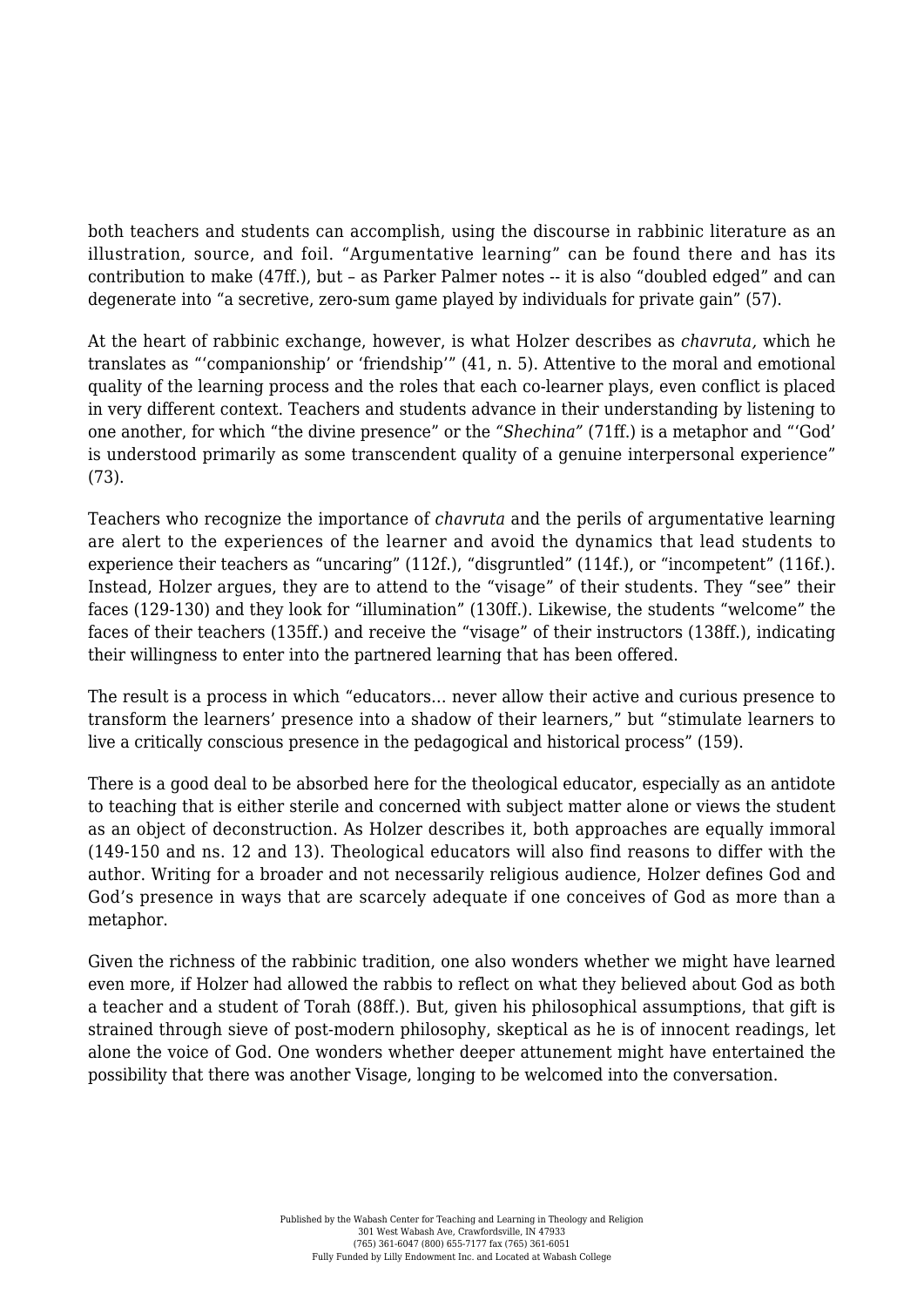both teachers and students can accomplish, using the discourse in rabbinic literature as an illustration, source, and foil. “Argumentative learning” can be found there and has its contribution to make (47ff.), but – as Parker Palmer notes -- it is also “doubled edged” and can degenerate into “a secretive, zero-sum game played by individuals for private gain” (57).

At the heart of rabbinic exchange, however, is what Holzer describes as *chavruta,* which he translates as “‘companionship’ or ‘friendship’” (41, n. 5). Attentive to the moral and emotional quality of the learning process and the roles that each co-learner plays, even conflict is placed in very different context. Teachers and students advance in their understanding by listening to one another, for which “the divine presence” or the *“Shechina”* (71ff.) is a metaphor and “‘God’ is understood primarily as some transcendent quality of a genuine interpersonal experience” (73).

Teachers who recognize the importance of *chavruta* and the perils of argumentative learning are alert to the experiences of the learner and avoid the dynamics that lead students to experience their teachers as “uncaring” (112f.), “disgruntled” (114f.), or “incompetent” (116f.). Instead, Holzer argues, they are to attend to the “visage” of their students. They “see” their faces (129-130) and they look for “illumination” (130ff.). Likewise, the students “welcome” the faces of their teachers (135ff.) and receive the “visage” of their instructors (138ff.), indicating their willingness to enter into the partnered learning that has been offered.

The result is a process in which “educators… never allow their active and curious presence to transform the learners’ presence into a shadow of their learners,” but “stimulate learners to live a critically conscious presence in the pedagogical and historical process” (159).

There is a good deal to be absorbed here for the theological educator, especially as an antidote to teaching that is either sterile and concerned with subject matter alone or views the student as an object of deconstruction. As Holzer describes it, both approaches are equally immoral (149-150 and ns. 12 and 13). Theological educators will also find reasons to differ with the author. Writing for a broader and not necessarily religious audience, Holzer defines God and God’s presence in ways that are scarcely adequate if one conceives of God as more than a metaphor.

Given the richness of the rabbinic tradition, one also wonders whether we might have learned even more, if Holzer had allowed the rabbis to reflect on what they believed about God as both a teacher and a student of Torah (88ff.). But, given his philosophical assumptions, that gift is strained through sieve of post-modern philosophy, skeptical as he is of innocent readings, let alone the voice of God. One wonders whether deeper attunement might have entertained the possibility that there was another Visage, longing to be welcomed into the conversation.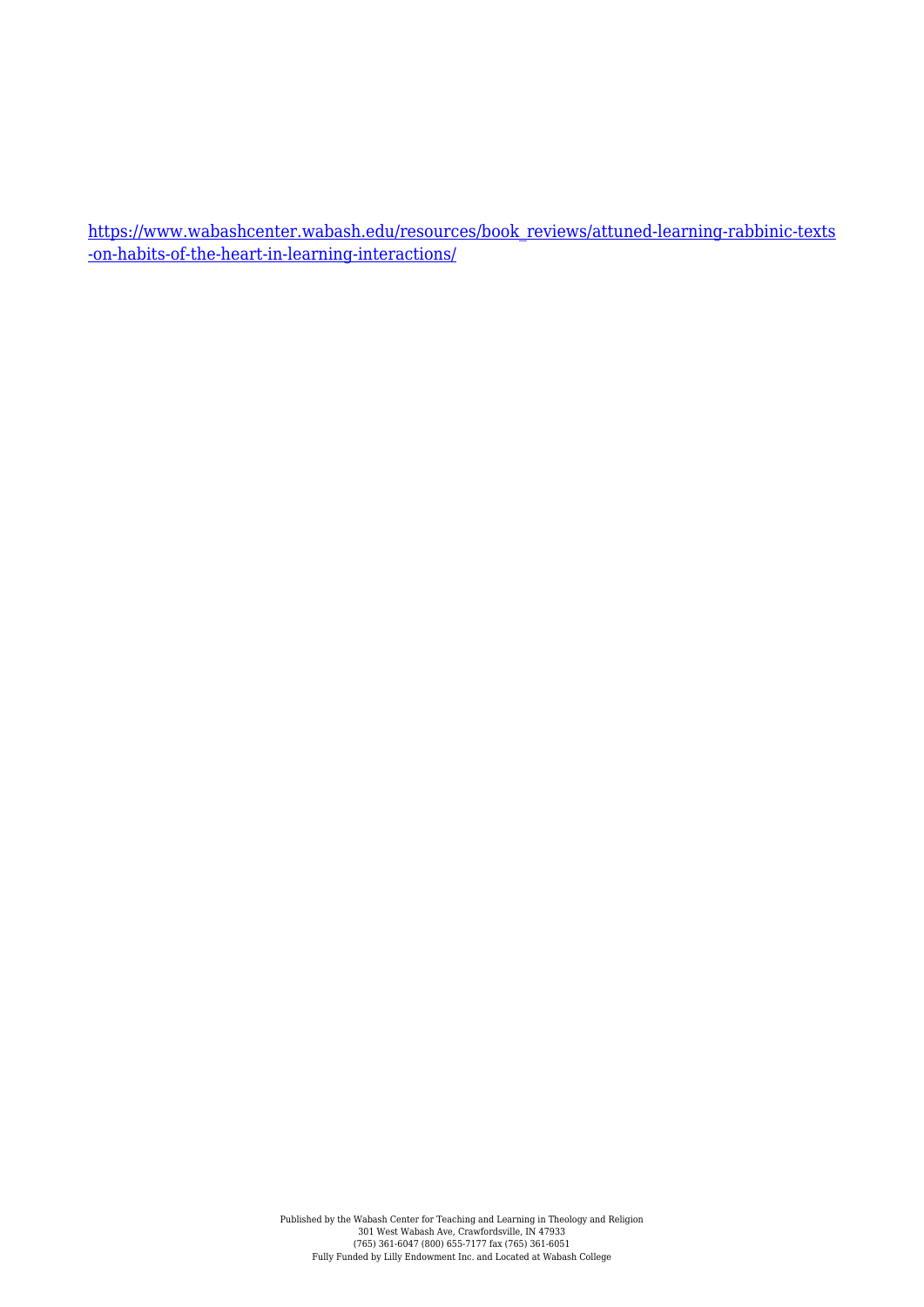[https://www.wabashcenter.wabash.edu/resources/book_reviews/attuned-learning-rabbinic-texts-on-habits-of-the-heart-in-learning-interactions/](https://www.wabashcenter.wabash.edu/resources/book_reviews/attuned-learning-rabbinic-texts-on-habits-of-the-heart-in-learning-interactions/)